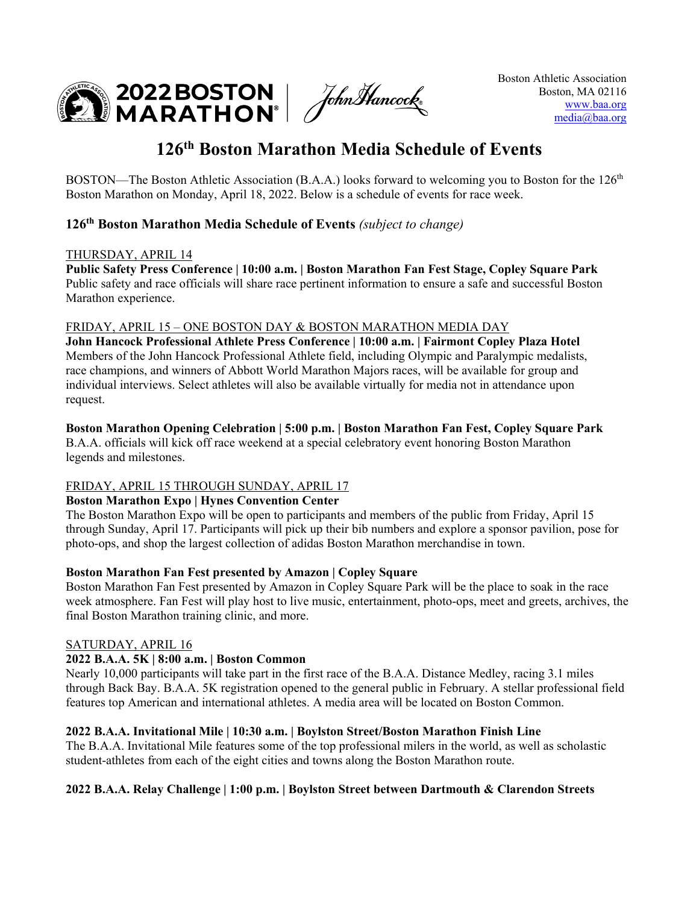2022 BOSTON MARATHON | John Hancock

Boston Athletic Association
Boston, MA 02116
www.baa.org
media@baa.org

# 126th Boston Marathon Media Schedule of Events

BOSTON—The Boston Athletic Association (B.A.A.) looks forward to welcoming you to Boston for the 126th Boston Marathon on Monday, April 18, 2022. Below is a schedule of events for race week.

## 126th Boston Marathon Media Schedule of Events *(subject to change)*

### THURSDAY, APRIL 14

**Public Safety Press Conference | 10:00 a.m. | Boston Marathon Fan Fest Stage, Copley Square Park**
Public safety and race officials will share race pertinent information to ensure a safe and successful Boston Marathon experience.

### FRIDAY, APRIL 15 – ONE BOSTON DAY & BOSTON MARATHON MEDIA DAY

**John Hancock Professional Athlete Press Conference | 10:00 a.m. | Fairmont Copley Plaza Hotel**
Members of the John Hancock Professional Athlete field, including Olympic and Paralympic medalists, race champions, and winners of Abbott World Marathon Majors races, will be available for group and individual interviews. Select athletes will also be available virtually for media not in attendance upon request.

**Boston Marathon Opening Celebration | 5:00 p.m. | Boston Marathon Fan Fest, Copley Square Park**
B.A.A. officials will kick off race weekend at a special celebratory event honoring Boston Marathon legends and milestones.

### FRIDAY, APRIL 15 THROUGH SUNDAY, APRIL 17

**Boston Marathon Expo | Hynes Convention Center**
The Boston Marathon Expo will be open to participants and members of the public from Friday, April 15 through Sunday, April 17. Participants will pick up their bib numbers and explore a sponsor pavilion, pose for photo-ops, and shop the largest collection of adidas Boston Marathon merchandise in town.

**Boston Marathon Fan Fest presented by Amazon | Copley Square**
Boston Marathon Fan Fest presented by Amazon in Copley Square Park will be the place to soak in the race week atmosphere. Fan Fest will play host to live music, entertainment, photo-ops, meet and greets, archives, the final Boston Marathon training clinic, and more.

### SATURDAY, APRIL 16

**2022 B.A.A. 5K | 8:00 a.m. | Boston Common**
Nearly 10,000 participants will take part in the first race of the B.A.A. Distance Medley, racing 3.1 miles through Back Bay. B.A.A. 5K registration opened to the general public in February. A stellar professional field features top American and international athletes. A media area will be located on Boston Common.

**2022 B.A.A. Invitational Mile | 10:30 a.m. | Boylston Street/Boston Marathon Finish Line**
The B.A.A. Invitational Mile features some of the top professional milers in the world, as well as scholastic student-athletes from each of the eight cities and towns along the Boston Marathon route.

**2022 B.A.A. Relay Challenge | 1:00 p.m. | Boylston Street between Dartmouth & Clarendon Streets**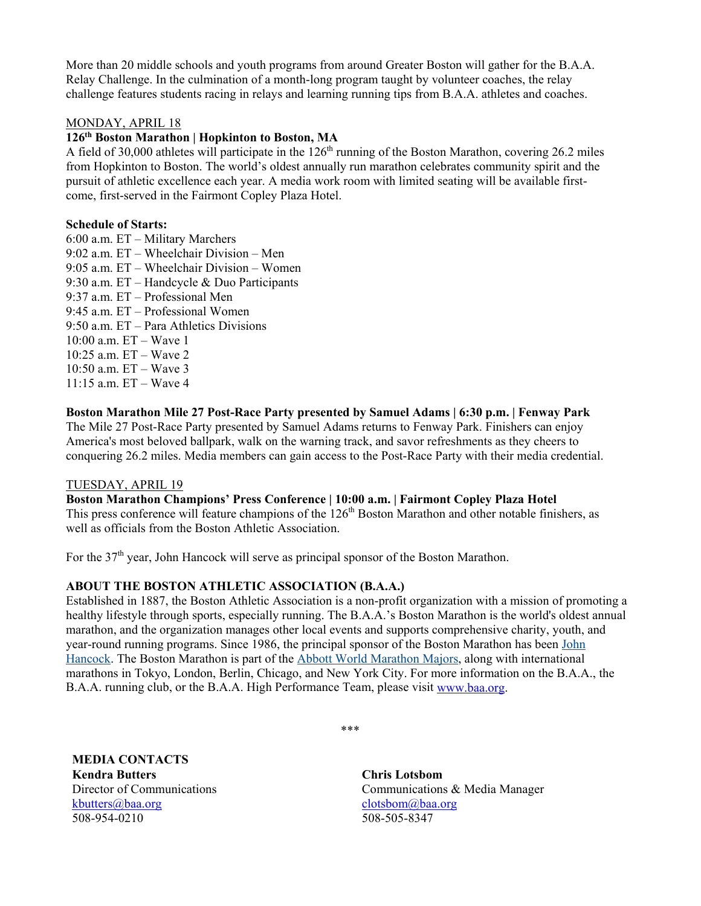More than 20 middle schools and youth programs from around Greater Boston will gather for the B.A.A. Relay Challenge. In the culmination of a month-long program taught by volunteer coaches, the relay challenge features students racing in relays and learning running tips from B.A.A. athletes and coaches.

MONDAY, APRIL 18

**126th Boston Marathon | Hopkinton to Boston, MA**

A field of 30,000 athletes will participate in the 126th running of the Boston Marathon, covering 26.2 miles from Hopkinton to Boston. The world's oldest annually run marathon celebrates community spirit and the pursuit of athletic excellence each year. A media work room with limited seating will be available first-come, first-served in the Fairmont Copley Plaza Hotel.

**Schedule of Starts:**

6:00 a.m. ET – Military Marchers
9:02 a.m. ET – Wheelchair Division – Men
9:05 a.m. ET – Wheelchair Division – Women
9:30 a.m. ET – Handcycle & Duo Participants
9:37 a.m. ET – Professional Men
9:45 a.m. ET – Professional Women
9:50 a.m. ET – Para Athletics Divisions
10:00 a.m. ET – Wave 1
10:25 a.m. ET – Wave 2
10:50 a.m. ET – Wave 3
11:15 a.m. ET – Wave 4

**Boston Marathon Mile 27 Post-Race Party presented by Samuel Adams | 6:30 p.m. | Fenway Park**

The Mile 27 Post-Race Party presented by Samuel Adams returns to Fenway Park. Finishers can enjoy America's most beloved ballpark, walk on the warning track, and savor refreshments as they cheers to conquering 26.2 miles. Media members can gain access to the Post-Race Party with their media credential.

TUESDAY, APRIL 19

**Boston Marathon Champions' Press Conference | 10:00 a.m. | Fairmont Copley Plaza Hotel**

This press conference will feature champions of the 126th Boston Marathon and other notable finishers, as well as officials from the Boston Athletic Association.

For the 37th year, John Hancock will serve as principal sponsor of the Boston Marathon.

**ABOUT THE BOSTON ATHLETIC ASSOCIATION (B.A.A.)**

Established in 1887, the Boston Athletic Association is a non-profit organization with a mission of promoting a healthy lifestyle through sports, especially running. The B.A.A.'s Boston Marathon is the world's oldest annual marathon, and the organization manages other local events and supports comprehensive charity, youth, and year-round running programs. Since 1986, the principal sponsor of the Boston Marathon has been John Hancock. The Boston Marathon is part of the Abbott World Marathon Majors, along with international marathons in Tokyo, London, Berlin, Chicago, and New York City. For more information on the B.A.A., the B.A.A. running club, or the B.A.A. High Performance Team, please visit www.baa.org.

***

**MEDIA CONTACTS**

**Kendra Butters**
Director of Communications
kbutters@baa.org
508-954-0210

**Chris Lotsbom**
Communications & Media Manager
clotsbom@baa.org
508-505-8347